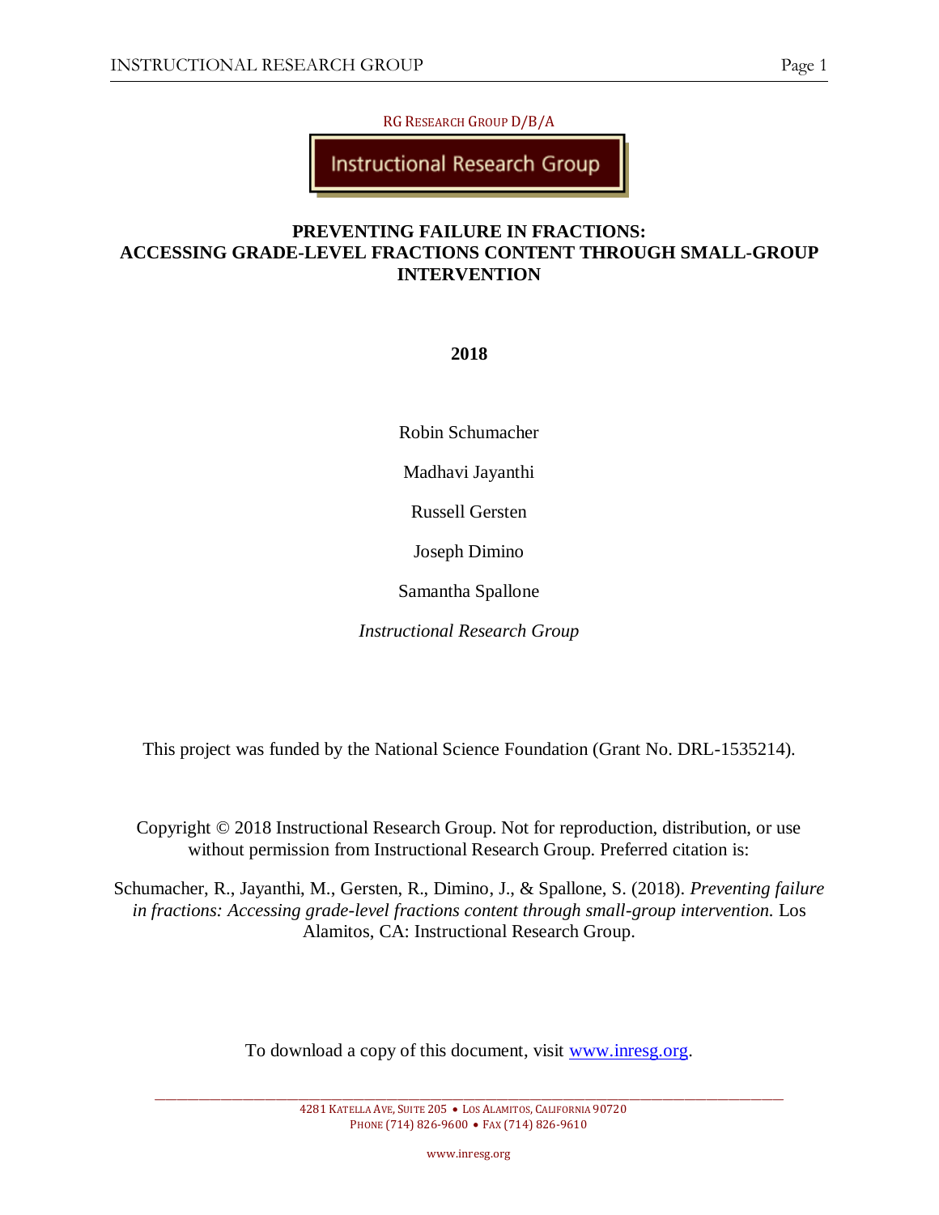RG RESEARCH GROUP D/B/A

Instructional Research Group

# PREVENTING FAILURE IN FRACTIONS: ACCESSING GRADE-LEVEL FRACTIONS CONTENT THROUGH SMALL-GROUP INTERVENTION

**2018**

Robin Schumacher

Madhavi Jayanthi

Russell Gersten

Joseph Dimino

Samantha Spallone

*Instructional Research Group*

This project was funded by the National Science Foundation (Grant No. DRL-1535214).

Copyright © 2018 Instructional Research Group. Not for reproduction, distribution, or use without permission from Instructional Research Group. Preferred citation is:

Schumacher, R., Jayanthi, M., Gersten, R., Dimino, J., & Spallone, S. (2018). *Preventing failure in fractions: Accessing grade-level fractions content through small-group intervention.* Los Alamitos, CA: Instructional Research Group.

To download a copy of this document, visit www.inresg.org.

4281 KATELLA AVE, SUITE 205 • LOS ALAMITOS, CALIFORNIA 90720
PHONE (714) 826-9600 • FAX (714) 826-9610

www.inresg.org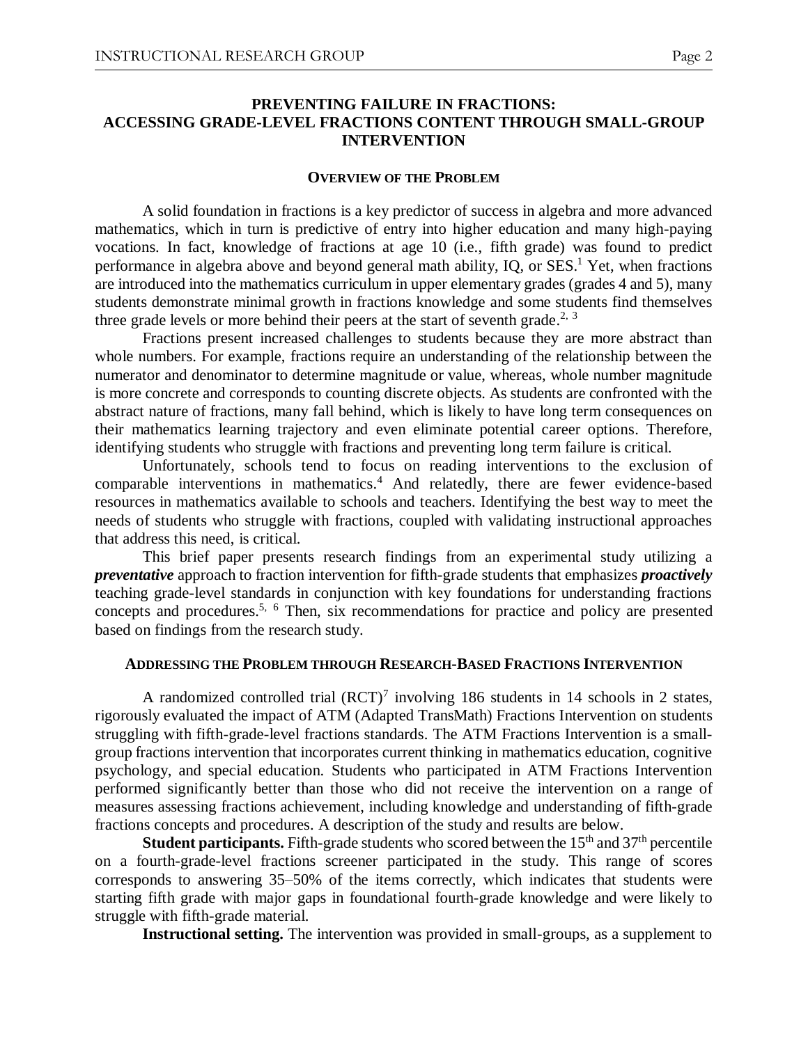# PREVENTING FAILURE IN FRACTIONS: ACCESSING GRADE-LEVEL FRACTIONS CONTENT THROUGH SMALL-GROUP INTERVENTION

## OVERVIEW OF THE PROBLEM

A solid foundation in fractions is a key predictor of success in algebra and more advanced mathematics, which in turn is predictive of entry into higher education and many high-paying vocations. In fact, knowledge of fractions at age 10 (i.e., fifth grade) was found to predict performance in algebra above and beyond general math ability, IQ, or SES.[1] Yet, when fractions are introduced into the mathematics curriculum in upper elementary grades (grades 4 and 5), many students demonstrate minimal growth in fractions knowledge and some students find themselves three grade levels or more behind their peers at the start of seventh grade.[2, 3]

Fractions present increased challenges to students because they are more abstract than whole numbers. For example, fractions require an understanding of the relationship between the numerator and denominator to determine magnitude or value, whereas, whole number magnitude is more concrete and corresponds to counting discrete objects. As students are confronted with the abstract nature of fractions, many fall behind, which is likely to have long term consequences on their mathematics learning trajectory and even eliminate potential career options. Therefore, identifying students who struggle with fractions and preventing long term failure is critical.

Unfortunately, schools tend to focus on reading interventions to the exclusion of comparable interventions in mathematics.[4] And relatedly, there are fewer evidence-based resources in mathematics available to schools and teachers. Identifying the best way to meet the needs of students who struggle with fractions, coupled with validating instructional approaches that address this need, is critical.

This brief paper presents research findings from an experimental study utilizing a ***preventative*** approach to fraction intervention for fifth-grade students that emphasizes ***proactively*** teaching grade-level standards in conjunction with key foundations for understanding fractions concepts and procedures.[5, 6] Then, six recommendations for practice and policy are presented based on findings from the research study.

## ADDRESSING THE PROBLEM THROUGH RESEARCH-BASED FRACTIONS INTERVENTION

A randomized controlled trial (RCT)[7] involving 186 students in 14 schools in 2 states, rigorously evaluated the impact of ATM (Adapted TransMath) Fractions Intervention on students struggling with fifth-grade-level fractions standards. The ATM Fractions Intervention is a small-group fractions intervention that incorporates current thinking in mathematics education, cognitive psychology, and special education. Students who participated in ATM Fractions Intervention performed significantly better than those who did not receive the intervention on a range of measures assessing fractions achievement, including knowledge and understanding of fifth-grade fractions concepts and procedures. A description of the study and results are below.

**Student participants.** Fifth-grade students who scored between the 15th and 37th percentile on a fourth-grade-level fractions screener participated in the study. This range of scores corresponds to answering 35–50% of the items correctly, which indicates that students were starting fifth grade with major gaps in foundational fourth-grade knowledge and were likely to struggle with fifth-grade material.

**Instructional setting.** The intervention was provided in small-groups, as a supplement to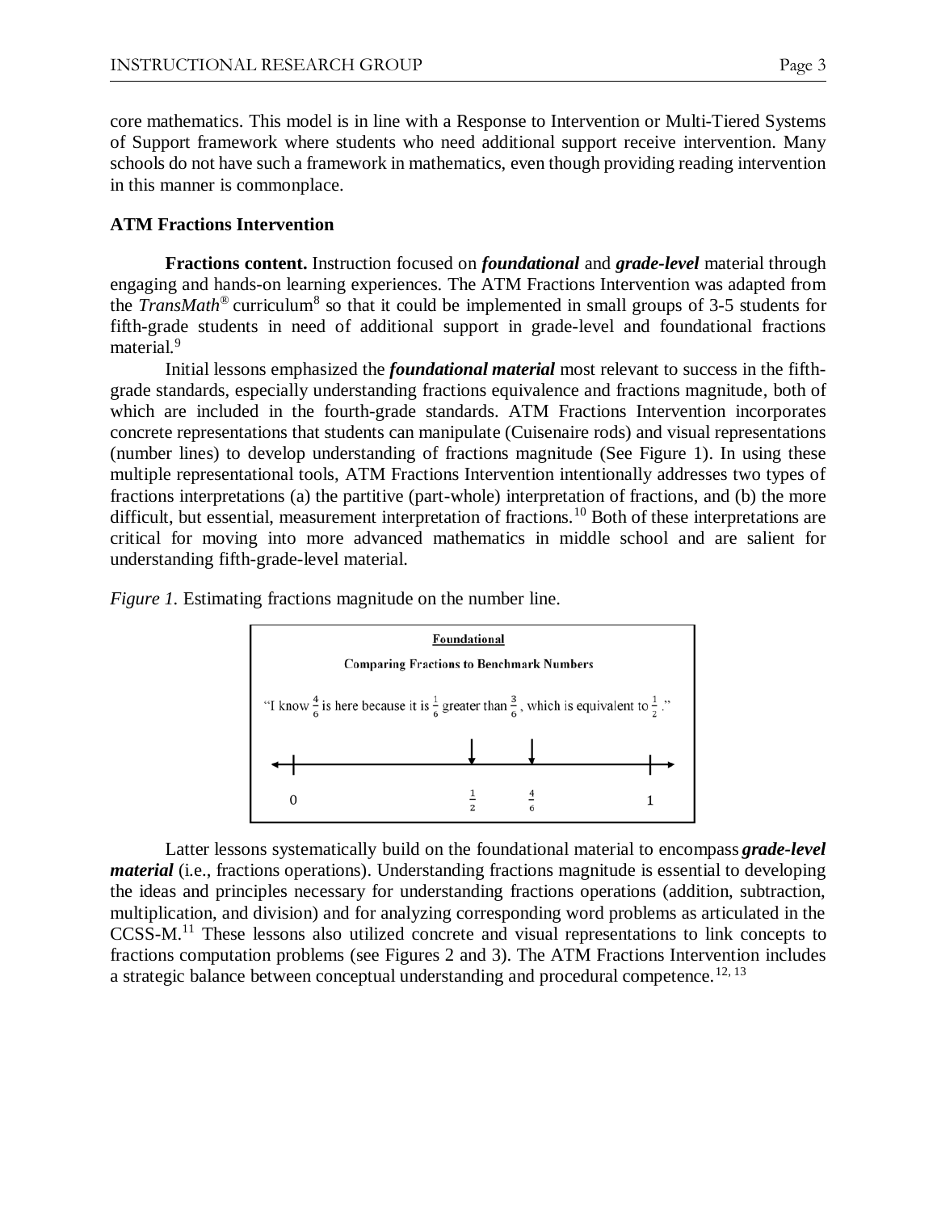core mathematics. This model is in line with a Response to Intervention or Multi-Tiered Systems of Support framework where students who need additional support receive intervention. Many schools do not have such a framework in mathematics, even though providing reading intervention in this manner is commonplace.

**ATM Fractions Intervention**

**Fractions content.** Instruction focused on ***foundational*** and ***grade-level*** material through engaging and hands-on learning experiences. The ATM Fractions Intervention was adapted from the *TransMath*® curriculum[8] so that it could be implemented in small groups of 3-5 students for fifth-grade students in need of additional support in grade-level and foundational fractions material.[9]

Initial lessons emphasized the ***foundational material*** most relevant to success in the fifth-grade standards, especially understanding fractions equivalence and fractions magnitude, both of which are included in the fourth-grade standards. ATM Fractions Intervention incorporates concrete representations that students can manipulate (Cuisenaire rods) and visual representations (number lines) to develop understanding of fractions magnitude (See Figure 1). In using these multiple representational tools, ATM Fractions Intervention intentionally addresses two types of fractions interpretations (a) the partitive (part-whole) interpretation of fractions, and (b) the more difficult, but essential, measurement interpretation of fractions.[10] Both of these interpretations are critical for moving into more advanced mathematics in middle school and are salient for understanding fifth-grade-level material.

*Figure 1.* Estimating fractions magnitude on the number line.

Foundational

**Comparing Fractions to Benchmark Numbers**

"I know $\frac{4}{6}$ is here because it is $\frac{1}{6}$ greater than $\frac{3}{6}$, which is equivalent to $\frac{1}{2}$."

0 $\frac{1}{2}$ $\frac{4}{6}$ 1

Latter lessons systematically build on the foundational material to encompass ***grade-level material*** (i.e., fractions operations). Understanding fractions magnitude is essential to developing the ideas and principles necessary for understanding fractions operations (addition, subtraction, multiplication, and division) and for analyzing corresponding word problems as articulated in the CCSS-M.[11] These lessons also utilized concrete and visual representations to link concepts to fractions computation problems (see Figures 2 and 3). The ATM Fractions Intervention includes a strategic balance between conceptual understanding and procedural competence.[12, 13]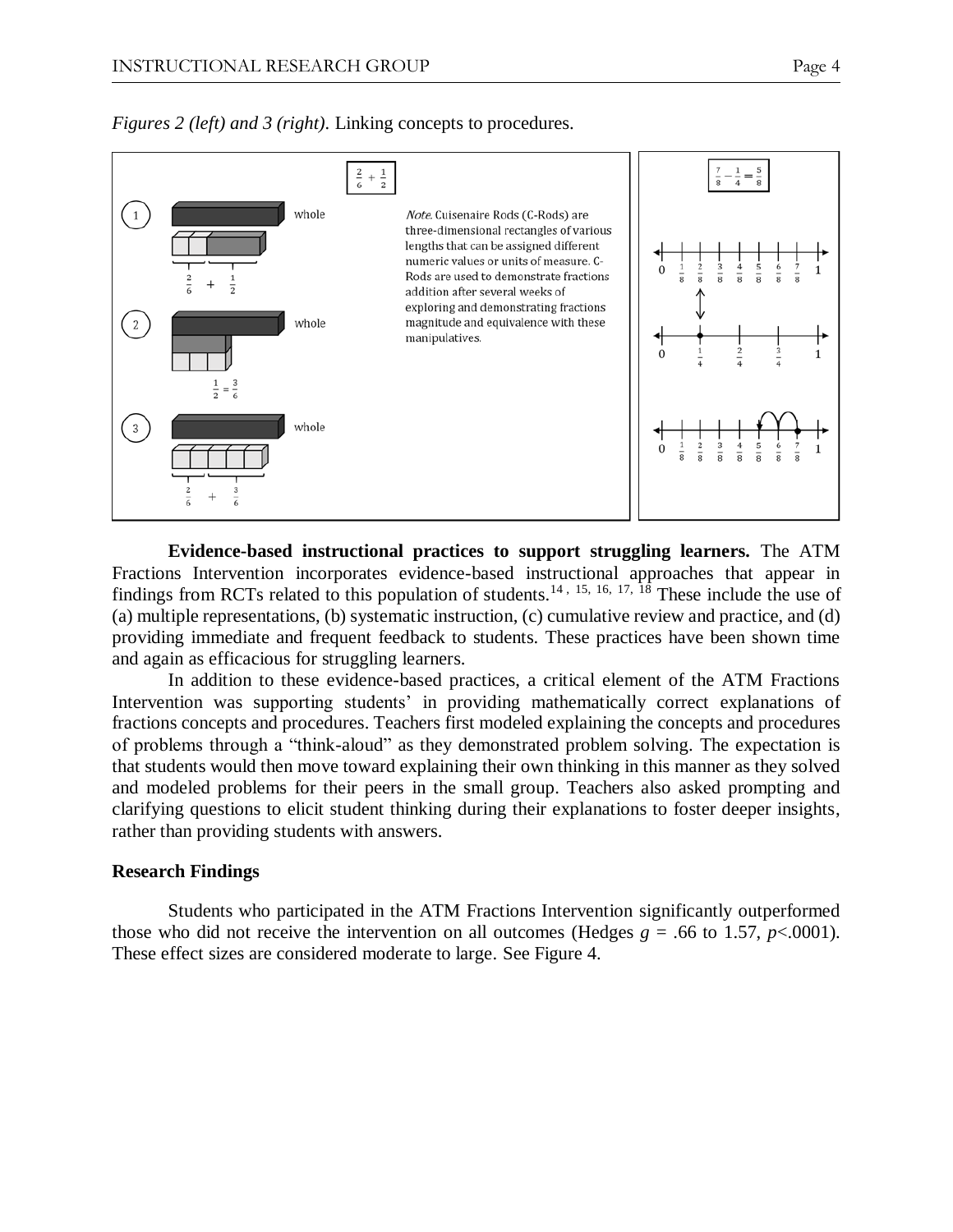*Figures 2 (left) and 3 (right).* Linking concepts to procedures.

*Note.* Cuisenaire Rods (C-Rods) are three-dimensional rectangles of various lengths that can be assigned different numeric values or units of measure. C-Rods are used to demonstrate fractions addition after several weeks of exploring and demonstrating fractions magnitude and equivalence with these manipulatives.

**Evidence-based instructional practices to support struggling learners.** The ATM Fractions Intervention incorporates evidence-based instructional approaches that appear in findings from RCTs related to this population of students.[14, 15, 16, 17, 18] These include the use of (a) multiple representations, (b) systematic instruction, (c) cumulative review and practice, and (d) providing immediate and frequent feedback to students. These practices have been shown time and again as efficacious for struggling learners.

In addition to these evidence-based practices, a critical element of the ATM Fractions Intervention was supporting students' in providing mathematically correct explanations of fractions concepts and procedures. Teachers first modeled explaining the concepts and procedures of problems through a "think-aloud" as they demonstrated problem solving. The expectation is that students would then move toward explaining their own thinking in this manner as they solved and modeled problems for their peers in the small group. Teachers also asked prompting and clarifying questions to elicit student thinking during their explanations to foster deeper insights, rather than providing students with answers.

### Research Findings

Students who participated in the ATM Fractions Intervention significantly outperformed those who did not receive the intervention on all outcomes (Hedges $g$ = .66 to 1.57, $p$<.0001). These effect sizes are considered moderate to large. See Figure 4.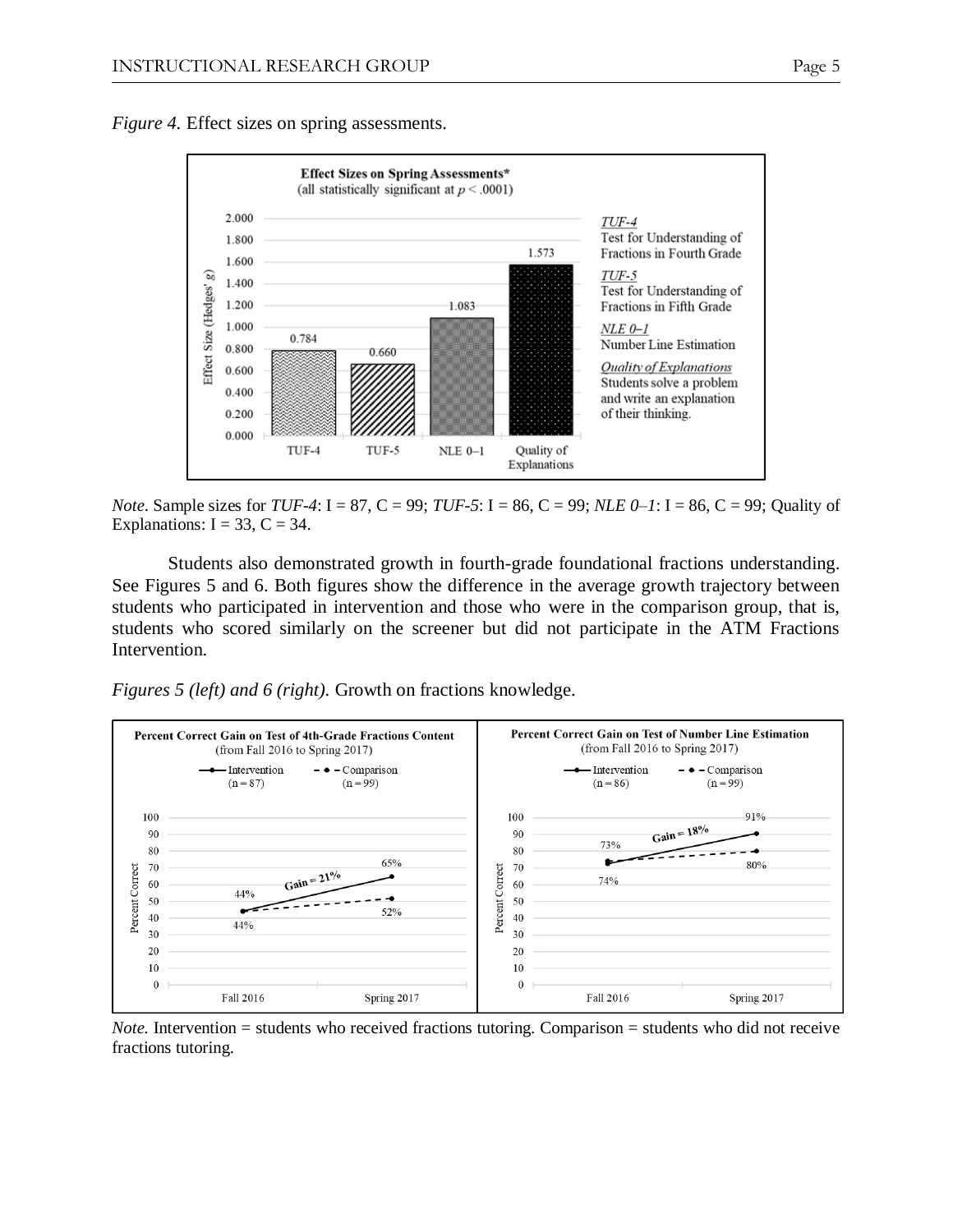*Figure 4.* Effect sizes on spring assessments.

*Note*. Sample sizes for *TUF-4*: I = 87, C = 99; *TUF-5*: I = 86, C = 99; *NLE 0–1*: I = 86, C = 99; Quality of Explanations: I = 33, C = 34.

Students also demonstrated growth in fourth-grade foundational fractions understanding. See Figures 5 and 6. Both figures show the difference in the average growth trajectory between students who participated in intervention and those who were in the comparison group, that is, students who scored similarly on the screener but did not participate in the ATM Fractions Intervention.

*Figures 5 (left) and 6 (right).* Growth on fractions knowledge.

*Note.* Intervention = students who received fractions tutoring. Comparison = students who did not receive fractions tutoring.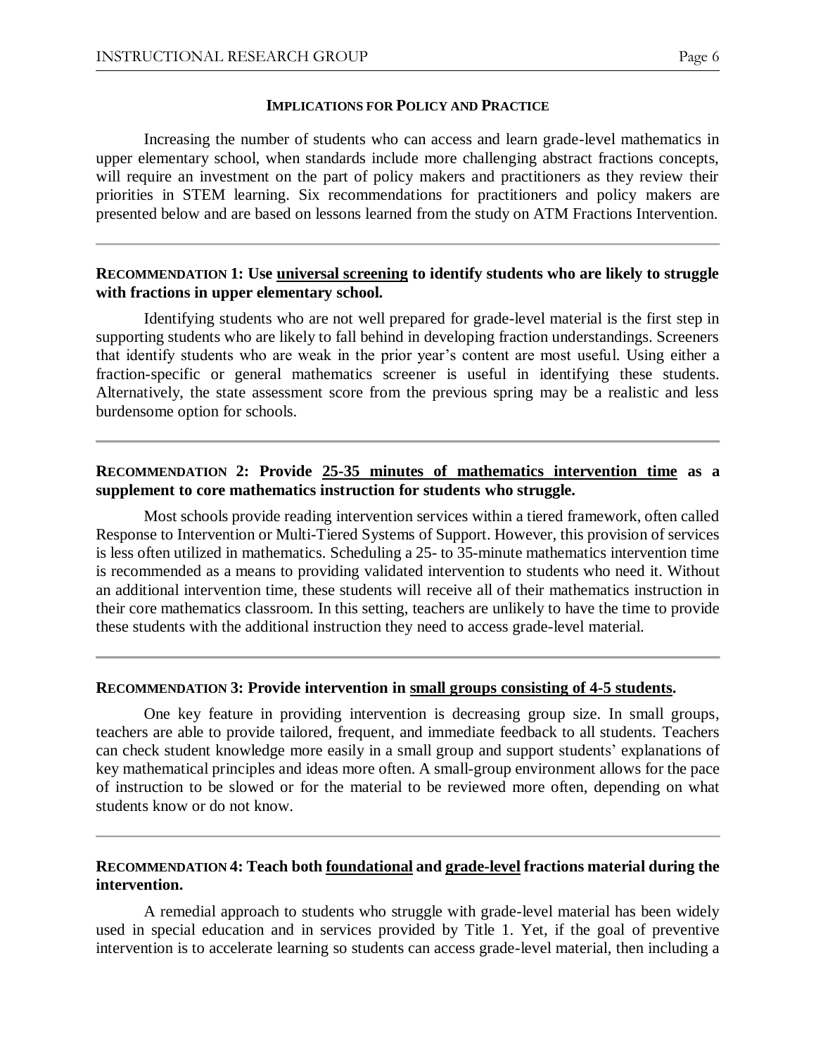## IMPLICATIONS FOR POLICY AND PRACTICE

Increasing the number of students who can access and learn grade-level mathematics in upper elementary school, when standards include more challenging abstract fractions concepts, will require an investment on the part of policy makers and practitioners as they review their priorities in STEM learning. Six recommendations for practitioners and policy makers are presented below and are based on lessons learned from the study on ATM Fractions Intervention.

---

**RECOMMENDATION 1: Use universal screening to identify students who are likely to struggle with fractions in upper elementary school.**

Identifying students who are not well prepared for grade-level material is the first step in supporting students who are likely to fall behind in developing fraction understandings. Screeners that identify students who are weak in the prior year's content are most useful. Using either a fraction-specific or general mathematics screener is useful in identifying these students. Alternatively, the state assessment score from the previous spring may be a realistic and less burdensome option for schools.

---

**RECOMMENDATION 2: Provide 25-35 minutes of mathematics intervention time as a supplement to core mathematics instruction for students who struggle.**

Most schools provide reading intervention services within a tiered framework, often called Response to Intervention or Multi-Tiered Systems of Support. However, this provision of services is less often utilized in mathematics. Scheduling a 25- to 35-minute mathematics intervention time is recommended as a means to providing validated intervention to students who need it. Without an additional intervention time, these students will receive all of their mathematics instruction in their core mathematics classroom. In this setting, teachers are unlikely to have the time to provide these students with the additional instruction they need to access grade-level material.

---

**RECOMMENDATION 3: Provide intervention in small groups consisting of 4-5 students.**

One key feature in providing intervention is decreasing group size. In small groups, teachers are able to provide tailored, frequent, and immediate feedback to all students. Teachers can check student knowledge more easily in a small group and support students' explanations of key mathematical principles and ideas more often. A small-group environment allows for the pace of instruction to be slowed or for the material to be reviewed more often, depending on what students know or do not know.

---

**RECOMMENDATION 4: Teach both foundational and grade-level fractions material during the intervention.**

A remedial approach to students who struggle with grade-level material has been widely used in special education and in services provided by Title 1. Yet, if the goal of preventive intervention is to accelerate learning so students can access grade-level material, then including a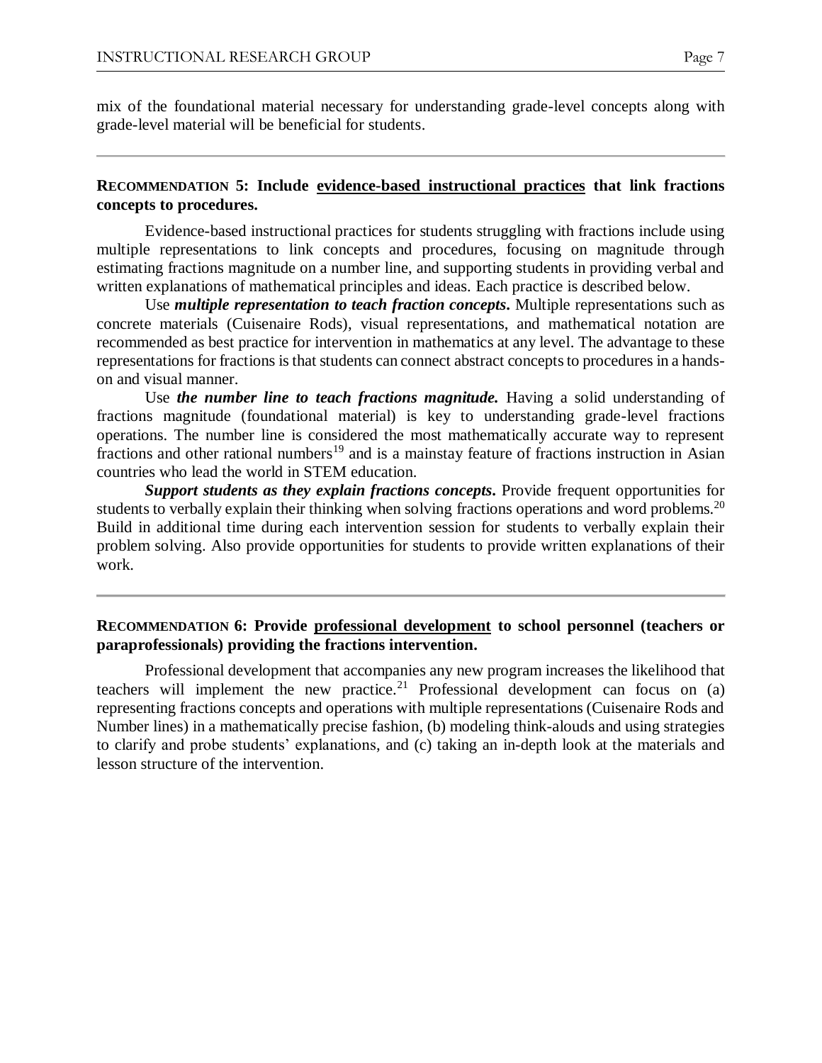mix of the foundational material necessary for understanding grade-level concepts along with grade-level material will be beneficial for students.

---

**RECOMMENDATION 5: Include evidence-based instructional practices that link fractions concepts to procedures.**

Evidence-based instructional practices for students struggling with fractions include using multiple representations to link concepts and procedures, focusing on magnitude through estimating fractions magnitude on a number line, and supporting students in providing verbal and written explanations of mathematical principles and ideas. Each practice is described below.

Use ***multiple representation to teach fraction concepts*****.** Multiple representations such as concrete materials (Cuisenaire Rods), visual representations, and mathematical notation are recommended as best practice for intervention in mathematics at any level. The advantage to these representations for fractions is that students can connect abstract concepts to procedures in a hands-on and visual manner.

Use ***the number line to teach fractions magnitude.*** Having a solid understanding of fractions magnitude (foundational material) is key to understanding grade-level fractions operations. The number line is considered the most mathematically accurate way to represent fractions and other rational numbers[19] and is a mainstay feature of fractions instruction in Asian countries who lead the world in STEM education.

***Support students as they explain fractions concepts*****.** Provide frequent opportunities for students to verbally explain their thinking when solving fractions operations and word problems.[20] Build in additional time during each intervention session for students to verbally explain their problem solving. Also provide opportunities for students to provide written explanations of their work.

---

**RECOMMENDATION 6: Provide professional development to school personnel (teachers or paraprofessionals) providing the fractions intervention.**

Professional development that accompanies any new program increases the likelihood that teachers will implement the new practice.[21] Professional development can focus on (a) representing fractions concepts and operations with multiple representations (Cuisenaire Rods and Number lines) in a mathematically precise fashion, (b) modeling think-alouds and using strategies to clarify and probe students' explanations, and (c) taking an in-depth look at the materials and lesson structure of the intervention.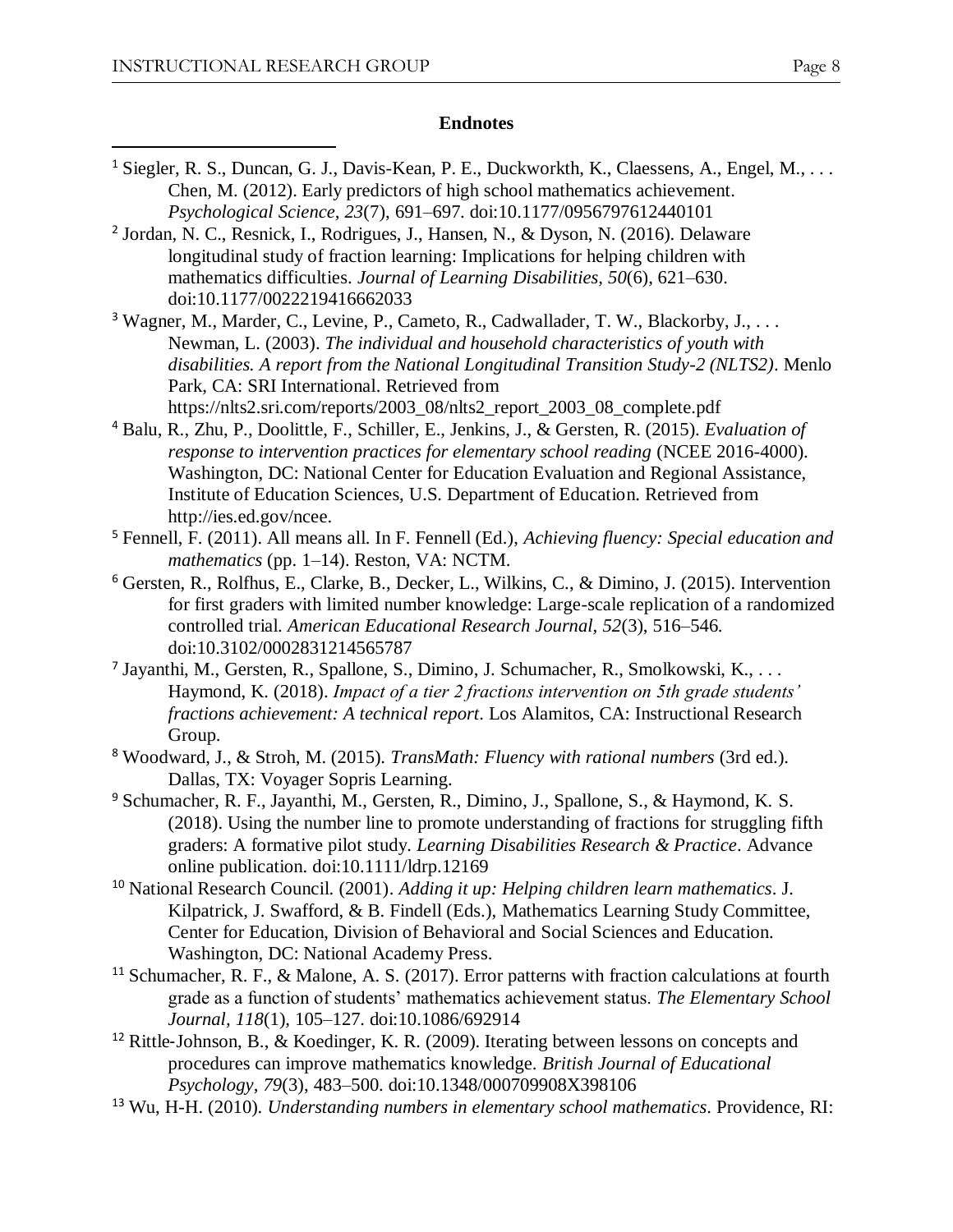**Endnotes**

[1] Siegler, R. S., Duncan, G. J., Davis-Kean, P. E., Duckworkth, K., Claessens, A., Engel, M., . . . Chen, M. (2012). Early predictors of high school mathematics achievement. *Psychological Science*, *23*(7), 691–697. doi:10.1177/0956797612440101

[2] Jordan, N. C., Resnick, I., Rodrigues, J., Hansen, N., & Dyson, N. (2016). Delaware longitudinal study of fraction learning: Implications for helping children with mathematics difficulties. *Journal of Learning Disabilities, 50*(6), 621–630. doi:10.1177/0022219416662033

[3] Wagner, M., Marder, C., Levine, P., Cameto, R., Cadwallader, T. W., Blackorby, J., . . . Newman, L. (2003). *The individual and household characteristics of youth with disabilities. A report from the National Longitudinal Transition Study-2 (NLTS2)*. Menlo Park, CA: SRI International. Retrieved from https://nlts2.sri.com/reports/2003_08/nlts2_report_2003_08_complete.pdf

[4] Balu, R., Zhu, P., Doolittle, F., Schiller, E., Jenkins, J., & Gersten, R. (2015). *Evaluation of response to intervention practices for elementary school reading* (NCEE 2016-4000). Washington, DC: National Center for Education Evaluation and Regional Assistance, Institute of Education Sciences, U.S. Department of Education. Retrieved from http://ies.ed.gov/ncee.

[5] Fennell, F. (2011). All means all. In F. Fennell (Ed.), *Achieving fluency: Special education and mathematics* (pp. 1–14). Reston, VA: NCTM.

[6] Gersten, R., Rolfhus, E., Clarke, B., Decker, L., Wilkins, C., & Dimino, J. (2015). Intervention for first graders with limited number knowledge: Large-scale replication of a randomized controlled trial. *American Educational Research Journal, 52*(3), 516–546. doi:10.3102/0002831214565787

[7] Jayanthi, M., Gersten, R., Spallone, S., Dimino, J. Schumacher, R., Smolkowski, K., . . . Haymond, K. (2018). *Impact of a tier 2 fractions intervention on 5th grade students' fractions achievement: A technical report*. Los Alamitos, CA: Instructional Research Group.

[8] Woodward, J., & Stroh, M. (2015). *TransMath: Fluency with rational numbers* (3rd ed.). Dallas, TX: Voyager Sopris Learning.

[9] Schumacher, R. F., Jayanthi, M., Gersten, R., Dimino, J., Spallone, S., & Haymond, K. S. (2018). Using the number line to promote understanding of fractions for struggling fifth graders: A formative pilot study. *Learning Disabilities Research & Practice*. Advance online publication. doi:10.1111/ldrp.12169

[10] National Research Council. (2001). *Adding it up: Helping children learn mathematics*. J. Kilpatrick, J. Swafford, & B. Findell (Eds.), Mathematics Learning Study Committee, Center for Education, Division of Behavioral and Social Sciences and Education. Washington, DC: National Academy Press.

[11] Schumacher, R. F., & Malone, A. S. (2017). Error patterns with fraction calculations at fourth grade as a function of students' mathematics achievement status. *The Elementary School Journal, 118*(1), 105–127. doi:10.1086/692914

[12] Rittle-Johnson, B., & Koedinger, K. R. (2009). Iterating between lessons on concepts and procedures can improve mathematics knowledge. *British Journal of Educational Psychology, 79*(3), 483–500. doi:10.1348/000709908X398106

[13] Wu, H-H. (2010). *Understanding numbers in elementary school mathematics*. Providence, RI: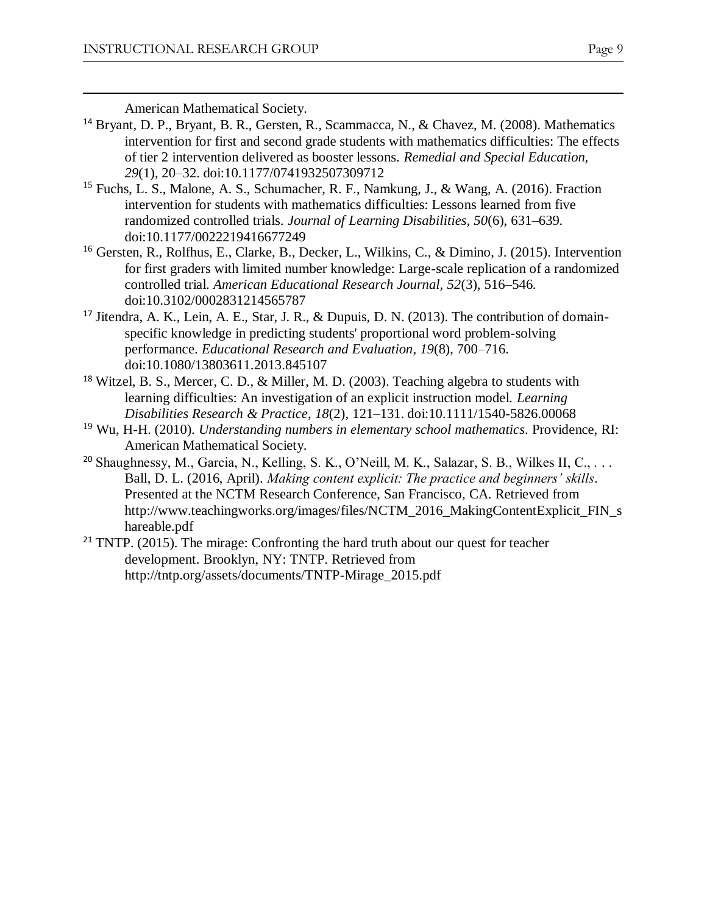American Mathematical Society.

[14] Bryant, D. P., Bryant, B. R., Gersten, R., Scammacca, N., & Chavez, M. (2008). Mathematics intervention for first and second grade students with mathematics difficulties: The effects of tier 2 intervention delivered as booster lessons. *Remedial and Special Education, 29*(1), 20–32. doi:10.1177/0741932507309712

[15] Fuchs, L. S., Malone, A. S., Schumacher, R. F., Namkung, J., & Wang, A. (2016). Fraction intervention for students with mathematics difficulties: Lessons learned from five randomized controlled trials. *Journal of Learning Disabilities*, *50*(6), 631–639. doi:10.1177/0022219416677249

[16] Gersten, R., Rolfhus, E., Clarke, B., Decker, L., Wilkins, C., & Dimino, J. (2015). Intervention for first graders with limited number knowledge: Large-scale replication of a randomized controlled trial. *American Educational Research Journal*, *52*(3), 516–546. doi:10.3102/0002831214565787

[17] Jitendra, A. K., Lein, A. E., Star, J. R., & Dupuis, D. N. (2013). The contribution of domain-specific knowledge in predicting students' proportional word problem-solving performance. *Educational Research and Evaluation*, *19*(8), 700–716. doi:10.1080/13803611.2013.845107

[18] Witzel, B. S., Mercer, C. D., & Miller, M. D. (2003). Teaching algebra to students with learning difficulties: An investigation of an explicit instruction model. *Learning Disabilities Research & Practice*, *18*(2), 121–131. doi:10.1111/1540-5826.00068

[19] Wu, H-H. (2010). *Understanding numbers in elementary school mathematics*. Providence, RI: American Mathematical Society.

[20] Shaughnessy, M., Garcia, N., Kelling, S. K., O'Neill, M. K., Salazar, S. B., Wilkes II, C., . . . Ball, D. L. (2016, April). *Making content explicit: The practice and beginners' skills*. Presented at the NCTM Research Conference, San Francisco, CA. Retrieved from http://www.teachingworks.org/images/files/NCTM_2016_MakingContentExplicit_FIN_shareable.pdf

[21] TNTP. (2015). The mirage: Confronting the hard truth about our quest for teacher development. Brooklyn, NY: TNTP. Retrieved from http://tntp.org/assets/documents/TNTP-Mirage_2015.pdf